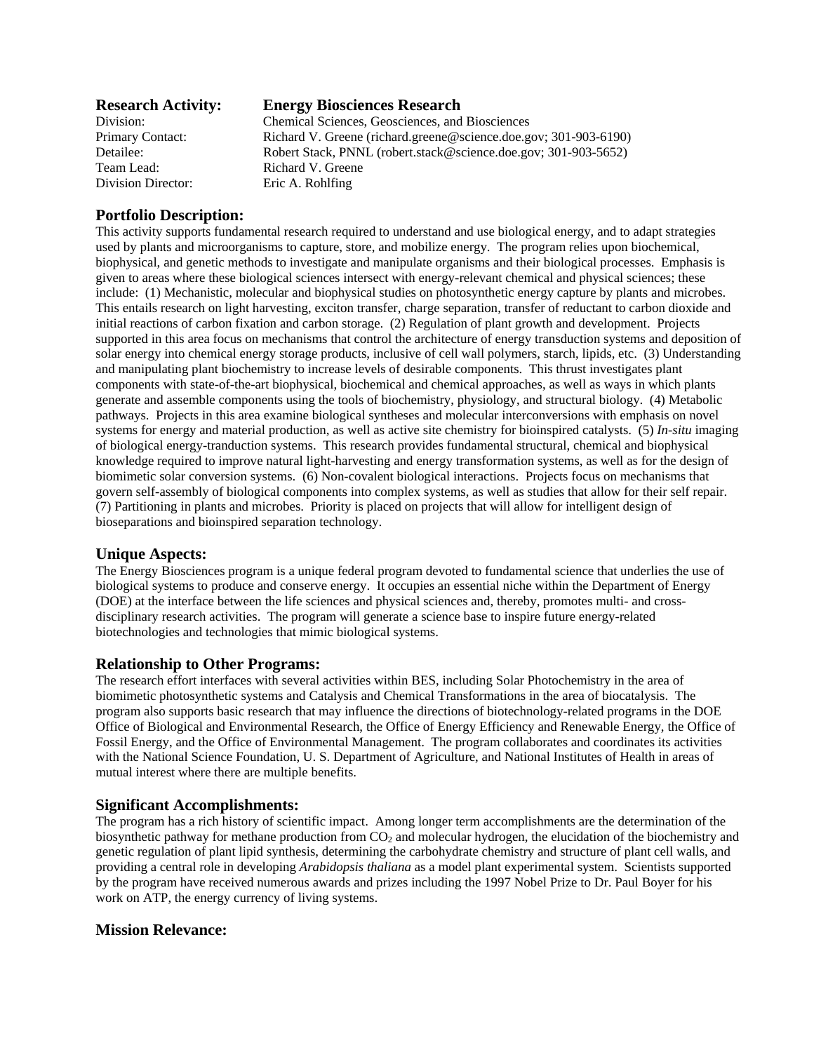**Research Activity:** **Energy Biosciences Research**

Division: Chemical Sciences, Geosciences, and Biosciences
Primary Contact: Richard V. Greene (richard.greene@science.doe.gov; 301-903-6190)
Detailee: Robert Stack, PNNL (robert.stack@science.doe.gov; 301-903-5652)
Team Lead: Richard V. Greene
Division Director: Eric A. Rohlfing

## Portfolio Description:

This activity supports fundamental research required to understand and use biological energy, and to adapt strategies used by plants and microorganisms to capture, store, and mobilize energy. The program relies upon biochemical, biophysical, and genetic methods to investigate and manipulate organisms and their biological processes. Emphasis is given to areas where these biological sciences intersect with energy-relevant chemical and physical sciences; these include: (1) Mechanistic, molecular and biophysical studies on photosynthetic energy capture by plants and microbes. This entails research on light harvesting, exciton transfer, charge separation, transfer of reductant to carbon dioxide and initial reactions of carbon fixation and carbon storage. (2) Regulation of plant growth and development. Projects supported in this area focus on mechanisms that control the architecture of energy transduction systems and deposition of solar energy into chemical energy storage products, inclusive of cell wall polymers, starch, lipids, etc. (3) Understanding and manipulating plant biochemistry to increase levels of desirable components. This thrust investigates plant components with state-of-the-art biophysical, biochemical and chemical approaches, as well as ways in which plants generate and assemble components using the tools of biochemistry, physiology, and structural biology. (4) Metabolic pathways. Projects in this area examine biological syntheses and molecular interconversions with emphasis on novel systems for energy and material production, as well as active site chemistry for bioinspired catalysts. (5) *In-situ* imaging of biological energy-tranduction systems. This research provides fundamental structural, chemical and biophysical knowledge required to improve natural light-harvesting and energy transformation systems, as well as for the design of biomimetic solar conversion systems. (6) Non-covalent biological interactions. Projects focus on mechanisms that govern self-assembly of biological components into complex systems, as well as studies that allow for their self repair. (7) Partitioning in plants and microbes. Priority is placed on projects that will allow for intelligent design of bioseparations and bioinspired separation technology.

## Unique Aspects:

The Energy Biosciences program is a unique federal program devoted to fundamental science that underlies the use of biological systems to produce and conserve energy. It occupies an essential niche within the Department of Energy (DOE) at the interface between the life sciences and physical sciences and, thereby, promotes multi- and cross-disciplinary research activities. The program will generate a science base to inspire future energy-related biotechnologies and technologies that mimic biological systems.

## Relationship to Other Programs:

The research effort interfaces with several activities within BES, including Solar Photochemistry in the area of biomimetic photosynthetic systems and Catalysis and Chemical Transformations in the area of biocatalysis. The program also supports basic research that may influence the directions of biotechnology-related programs in the DOE Office of Biological and Environmental Research, the Office of Energy Efficiency and Renewable Energy, the Office of Fossil Energy, and the Office of Environmental Management. The program collaborates and coordinates its activities with the National Science Foundation, U. S. Department of Agriculture, and National Institutes of Health in areas of mutual interest where there are multiple benefits.

## Significant Accomplishments:

The program has a rich history of scientific impact. Among longer term accomplishments are the determination of the biosynthetic pathway for methane production from $CO_2$ and molecular hydrogen, the elucidation of the biochemistry and genetic regulation of plant lipid synthesis, determining the carbohydrate chemistry and structure of plant cell walls, and providing a central role in developing *Arabidopsis thaliana* as a model plant experimental system. Scientists supported by the program have received numerous awards and prizes including the 1997 Nobel Prize to Dr. Paul Boyer for his work on ATP, the energy currency of living systems.

## Mission Relevance: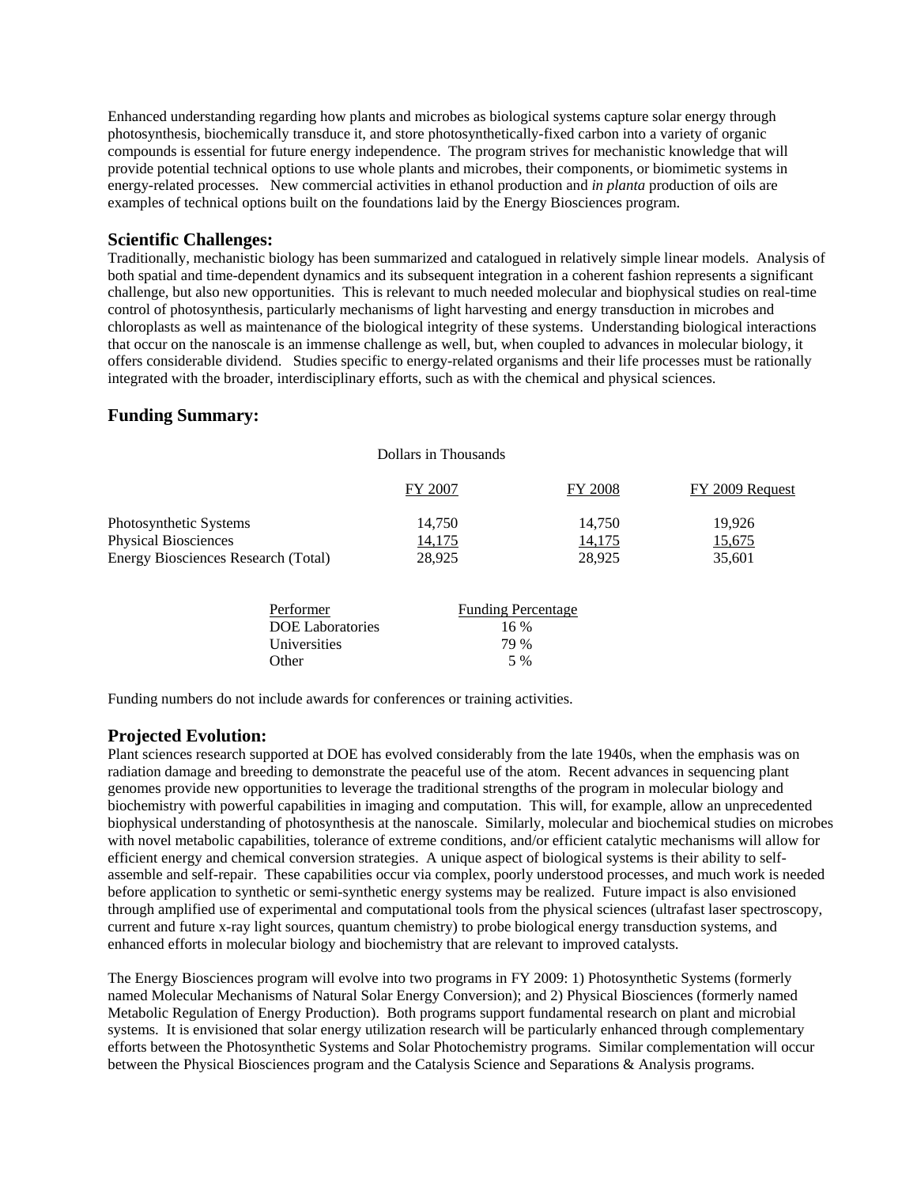Enhanced understanding regarding how plants and microbes as biological systems capture solar energy through photosynthesis, biochemically transduce it, and store photosynthetically-fixed carbon into a variety of organic compounds is essential for future energy independence. The program strives for mechanistic knowledge that will provide potential technical options to use whole plants and microbes, their components, or biomimetic systems in energy-related processes. New commercial activities in ethanol production and *in planta* production of oils are examples of technical options built on the foundations laid by the Energy Biosciences program.

## Scientific Challenges:

Traditionally, mechanistic biology has been summarized and catalogued in relatively simple linear models. Analysis of both spatial and time-dependent dynamics and its subsequent integration in a coherent fashion represents a significant challenge, but also new opportunities. This is relevant to much needed molecular and biophysical studies on real-time control of photosynthesis, particularly mechanisms of light harvesting and energy transduction in microbes and chloroplasts as well as maintenance of the biological integrity of these systems. Understanding biological interactions that occur on the nanoscale is an immense challenge as well, but, when coupled to advances in molecular biology, it offers considerable dividend. Studies specific to energy-related organisms and their life processes must be rationally integrated with the broader, interdisciplinary efforts, such as with the chemical and physical sciences.

## Funding Summary:

Dollars in Thousands

| | FY 2007 | FY 2008 | FY 2009 Request |
|---|---|---|---|
| Photosynthetic Systems | 14,750 | 14,750 | 19,926 |
| Physical Biosciences | 14,175 | 14,175 | 15,675 |
| Energy Biosciences Research (Total) | 28,925 | 28,925 | 35,601 |

| Performer | Funding Percentage |
|---|---|
| DOE Laboratories | 16 % |
| Universities | 79 % |
| Other | 5 % |

Funding numbers do not include awards for conferences or training activities.

## Projected Evolution:

Plant sciences research supported at DOE has evolved considerably from the late 1940s, when the emphasis was on radiation damage and breeding to demonstrate the peaceful use of the atom. Recent advances in sequencing plant genomes provide new opportunities to leverage the traditional strengths of the program in molecular biology and biochemistry with powerful capabilities in imaging and computation. This will, for example, allow an unprecedented biophysical understanding of photosynthesis at the nanoscale. Similarly, molecular and biochemical studies on microbes with novel metabolic capabilities, tolerance of extreme conditions, and/or efficient catalytic mechanisms will allow for efficient energy and chemical conversion strategies. A unique aspect of biological systems is their ability to self-assemble and self-repair. These capabilities occur via complex, poorly understood processes, and much work is needed before application to synthetic or semi-synthetic energy systems may be realized. Future impact is also envisioned through amplified use of experimental and computational tools from the physical sciences (ultrafast laser spectroscopy, current and future x-ray light sources, quantum chemistry) to probe biological energy transduction systems, and enhanced efforts in molecular biology and biochemistry that are relevant to improved catalysts.

The Energy Biosciences program will evolve into two programs in FY 2009: 1) Photosynthetic Systems (formerly named Molecular Mechanisms of Natural Solar Energy Conversion); and 2) Physical Biosciences (formerly named Metabolic Regulation of Energy Production). Both programs support fundamental research on plant and microbial systems. It is envisioned that solar energy utilization research will be particularly enhanced through complementary efforts between the Photosynthetic Systems and Solar Photochemistry programs. Similar complementation will occur between the Physical Biosciences program and the Catalysis Science and Separations & Analysis programs.